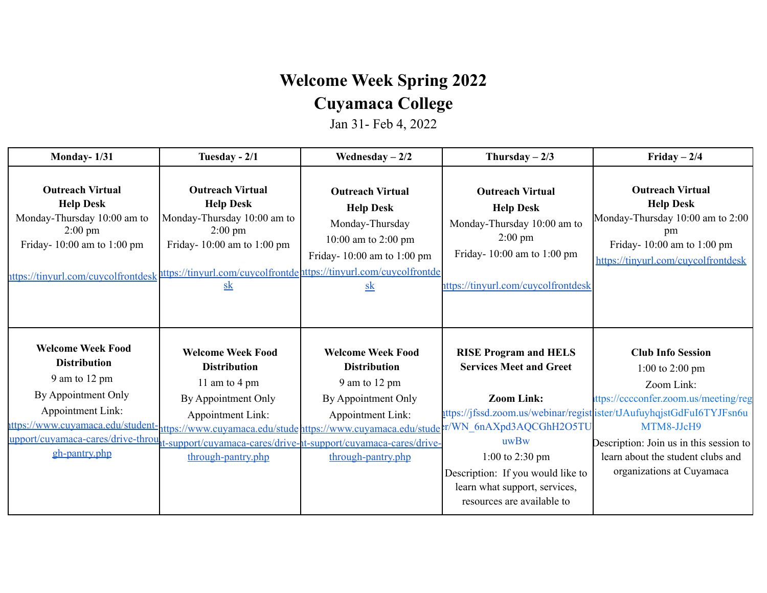# Welcome Week Spring 2022

# Cuyamaca College

Jan 31- Feb 4, 2022

| Monday- 1/31 | Tuesday - 2/1 | Wednesday – 2/2 | Thursday – 2/3 | Friday – 2/4 |
|---|---|---|---|---|
| **Outreach Virtual Help Desk**<br>Monday-Thursday 10:00 am to 2:00 pm<br>Friday- 10:00 am to 1:00 pm<br>https://tinyurl.com/cuycolfrontdesk | **Outreach Virtual Help Desk**<br>Monday-Thursday 10:00 am to 2:00 pm<br>Friday- 10:00 am to 1:00 pm<br>https://tinyurl.com/cuycolfrontdesk | **Outreach Virtual Help Desk**<br>Monday-Thursday<br>10:00 am to 2:00 pm<br>Friday- 10:00 am to 1:00 pm<br>https://tinyurl.com/cuycolfrontdesk | **Outreach Virtual Help Desk**<br>Monday-Thursday 10:00 am to 2:00 pm<br>Friday- 10:00 am to 1:00 pm<br>https://tinyurl.com/cuycolfrontdesk | **Outreach Virtual Help Desk**<br>Monday-Thursday 10:00 am to 2:00 pm<br>Friday- 10:00 am to 1:00 pm<br>https://tinyurl.com/cuycolfrontdesk |
| **Welcome Week Food Distribution**<br>9 am to 12 pm<br>By Appointment Only<br>Appointment Link:<br>https://www.cuyamaca.edu/student-support/cuyamaca-cares/drive-through-pantry.php | **Welcome Week Food Distribution**<br>11 am to 4 pm<br>By Appointment Only<br>Appointment Link:<br>https://www.cuyamaca.edu/student-support/cuyamaca-cares/drive-through-pantry.php | **Welcome Week Food Distribution**<br>9 am to 12 pm<br>By Appointment Only<br>Appointment Link:<br>https://www.cuyamaca.edu/student-support/cuyamaca-cares/drive-through-pantry.php | **RISE Program and HELS Services Meet and Greet**<br>**Zoom Link:**<br>https://jfssd.zoom.us/webinar/register/WN_6nAXpd3AQCGhH2O5TUuwBw<br>1:00 to 2:30 pm<br>Description: If you would like to learn what support, services, resources are available to | **Club Info Session**<br>1:00 to 2:00 pm<br>Zoom Link:<br>https://cccconfer.zoom.us/meeting/register/tJAufuyhqjstGdFuI6TYJFsn6uMTM8-JJcH9<br>Description: Join us in this session to learn about the student clubs and organizations at Cuyamaca |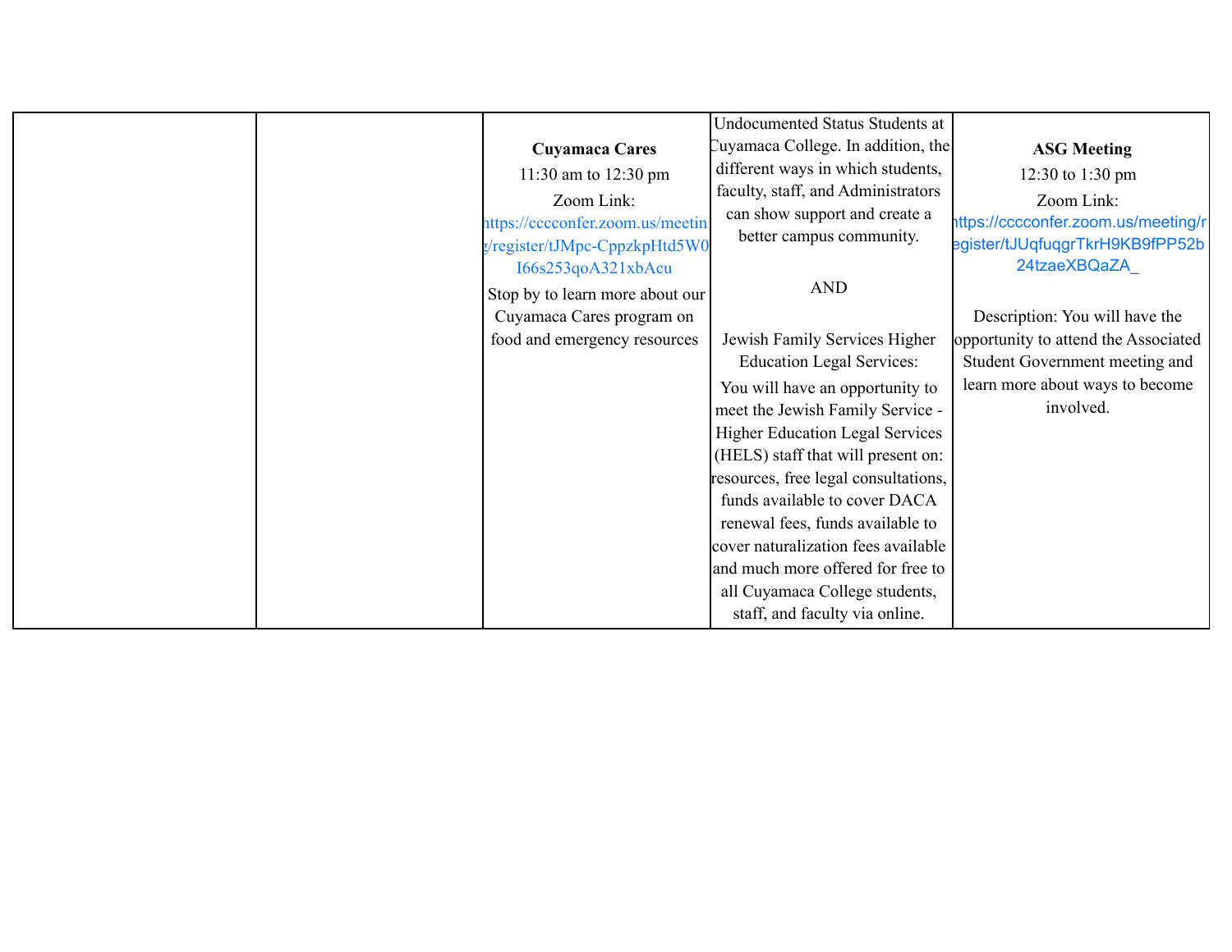| | | | | |
|---|---|---|---|---|
| | | **Cuyamaca Cares**<br>11:30 am to 12:30 pm<br>Zoom Link:<br>https://cccconfer.zoom.us/meeting/register/tJMpc-CppzkpHtd5W0I66s253qoA321xbAcu<br>Stop by to learn more about our Cuyamaca Cares program on food and emergency resources | Undocumented Status Students at Cuyamaca College. In addition, the different ways in which students, faculty, staff, and Administrators can show support and create a better campus community.<br><br>AND<br><br>Jewish Family Services Higher Education Legal Services:<br>You will have an opportunity to meet the Jewish Family Service - Higher Education Legal Services (HELS) staff that will present on: resources, free legal consultations, funds available to cover DACA renewal fees, funds available to cover naturalization fees available and much more offered for free to all Cuyamaca College students, staff, and faculty via online. | **ASG Meeting**<br>12:30 to 1:30 pm<br>Zoom Link:<br>https://cccconfer.zoom.us/meeting/register/tJUqfuqgrTkrH9KB9fPP52b24tzaeXBQaZA_<br><br>Description: You will have the opportunity to attend the Associated Student Government meeting and learn more about ways to become involved. |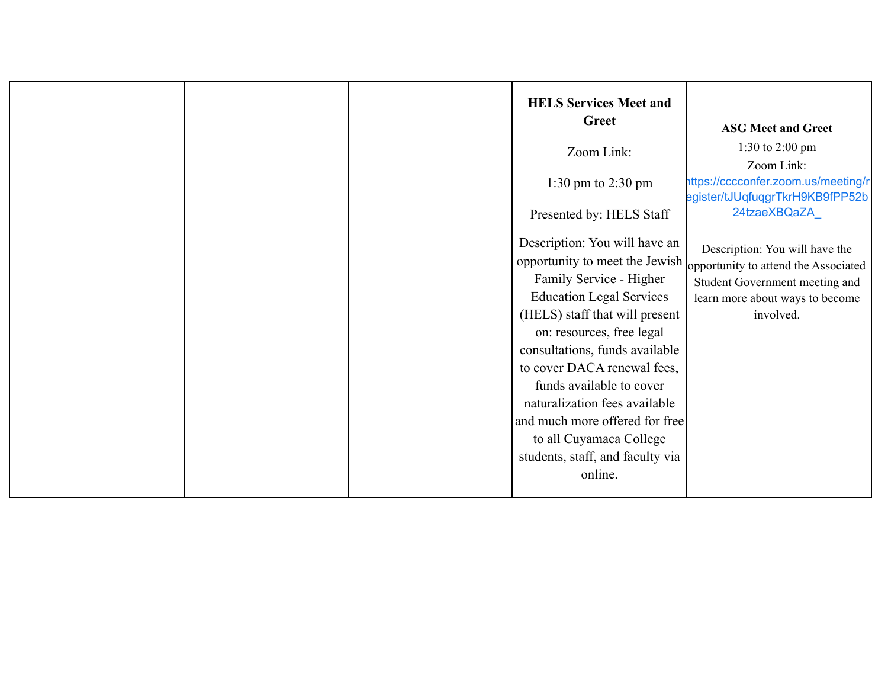| | | | | |
|---|---|---|---|---|
| | | | **HELS Services Meet and Greet**<br><br>Zoom Link:<br><br>1:30 pm to 2:30 pm<br><br>Presented by: HELS Staff<br><br>Description: You will have an opportunity to meet the Jewish Family Service - Higher Education Legal Services (HELS) staff that will present on: resources, free legal consultations, funds available to cover DACA renewal fees, funds available to cover naturalization fees available and much more offered for free to all Cuyamaca College students, staff, and faculty via online. | **ASG Meet and Greet**<br>1:30 to 2:00 pm<br>Zoom Link:<br>https://cccconfer.zoom.us/meeting/register/tJUqfuqgrTkrH9KB9fPP52b24tzaeXBQaZA_<br><br>Description: You will have the opportunity to attend the Associated Student Government meeting and learn more about ways to become involved. |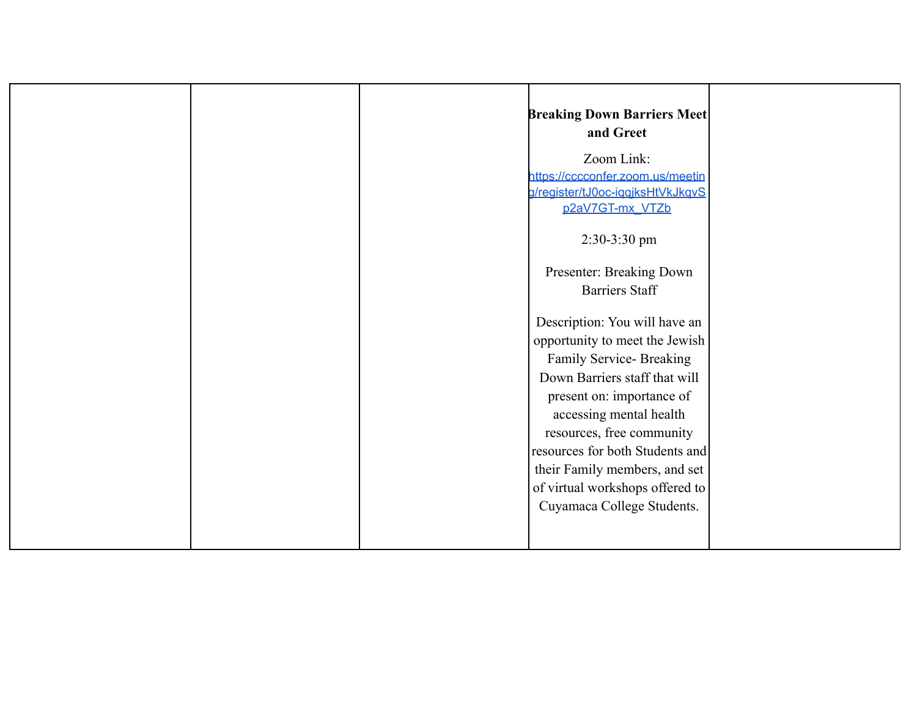| | | | | |
|---|---|---|---|---|
| | | | **Breaking Down Barriers Meet and Greet**<br><br>Zoom Link: https://cccconfer.zoom.us/meeting/register/tJ0oc-iqqjksHtVkJkqvSp2aV7GT-mx_VTZb<br><br>2:30-3:30 pm<br><br>Presenter: Breaking Down Barriers Staff<br><br>Description: You will have an opportunity to meet the Jewish Family Service- Breaking Down Barriers staff that will present on: importance of accessing mental health resources, free community resources for both Students and their Family members, and set of virtual workshops offered to Cuyamaca College Students. | |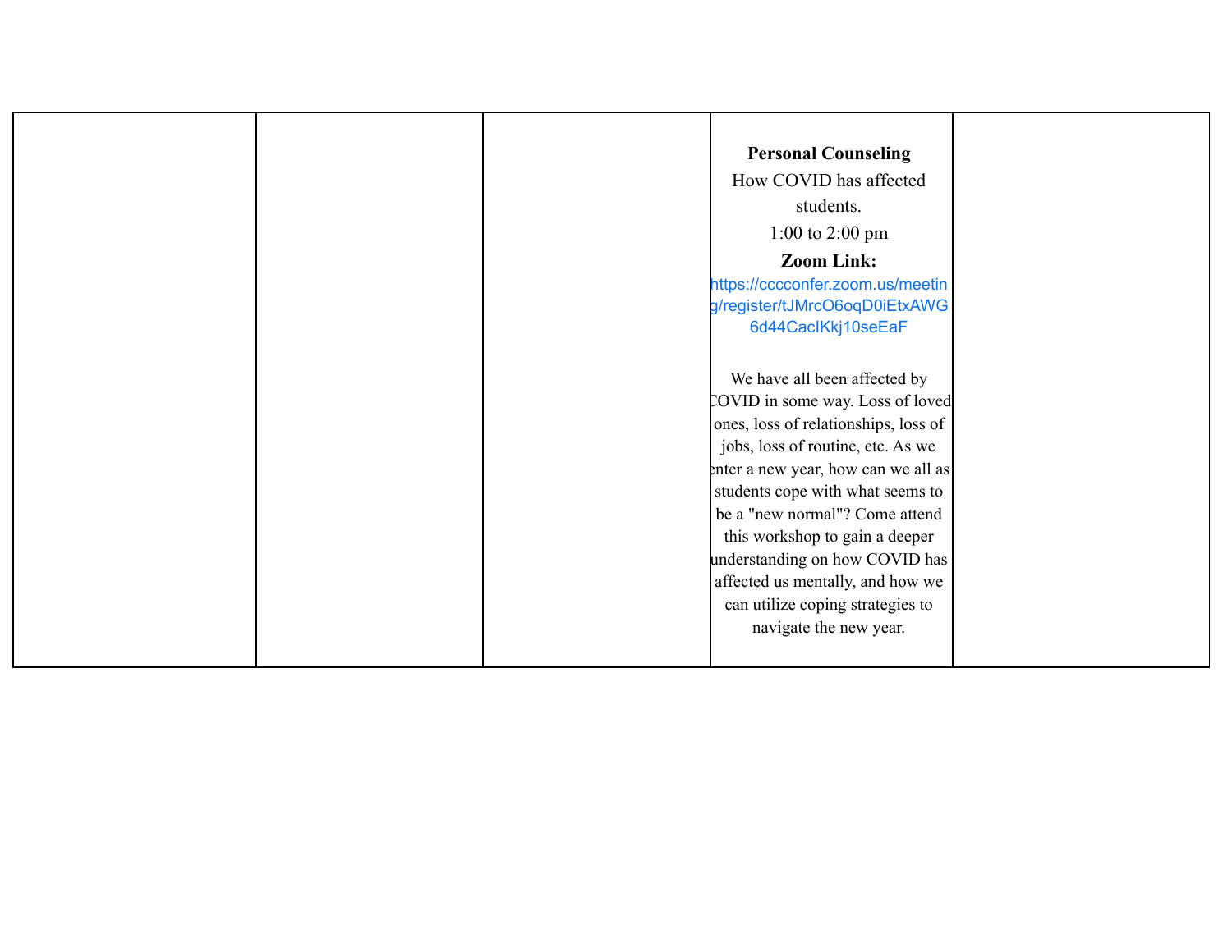| | | | | |
|---|---|---|---|---|
| | | | **Personal Counseling**<br>How COVID has affected students.<br>1:00 to 2:00 pm<br>**Zoom Link:**<br>https://cccconfer.zoom.us/meeting/register/tJMrcO6oqD0iEtxAWG6d44CacIKkj10seEaF<br><br>We have all been affected by COVID in some way. Loss of loved ones, loss of relationships, loss of jobs, loss of routine, etc. As we enter a new year, how can we all as students cope with what seems to be a "new normal"? Come attend this workshop to gain a deeper understanding on how COVID has affected us mentally, and how we can utilize coping strategies to navigate the new year. | |